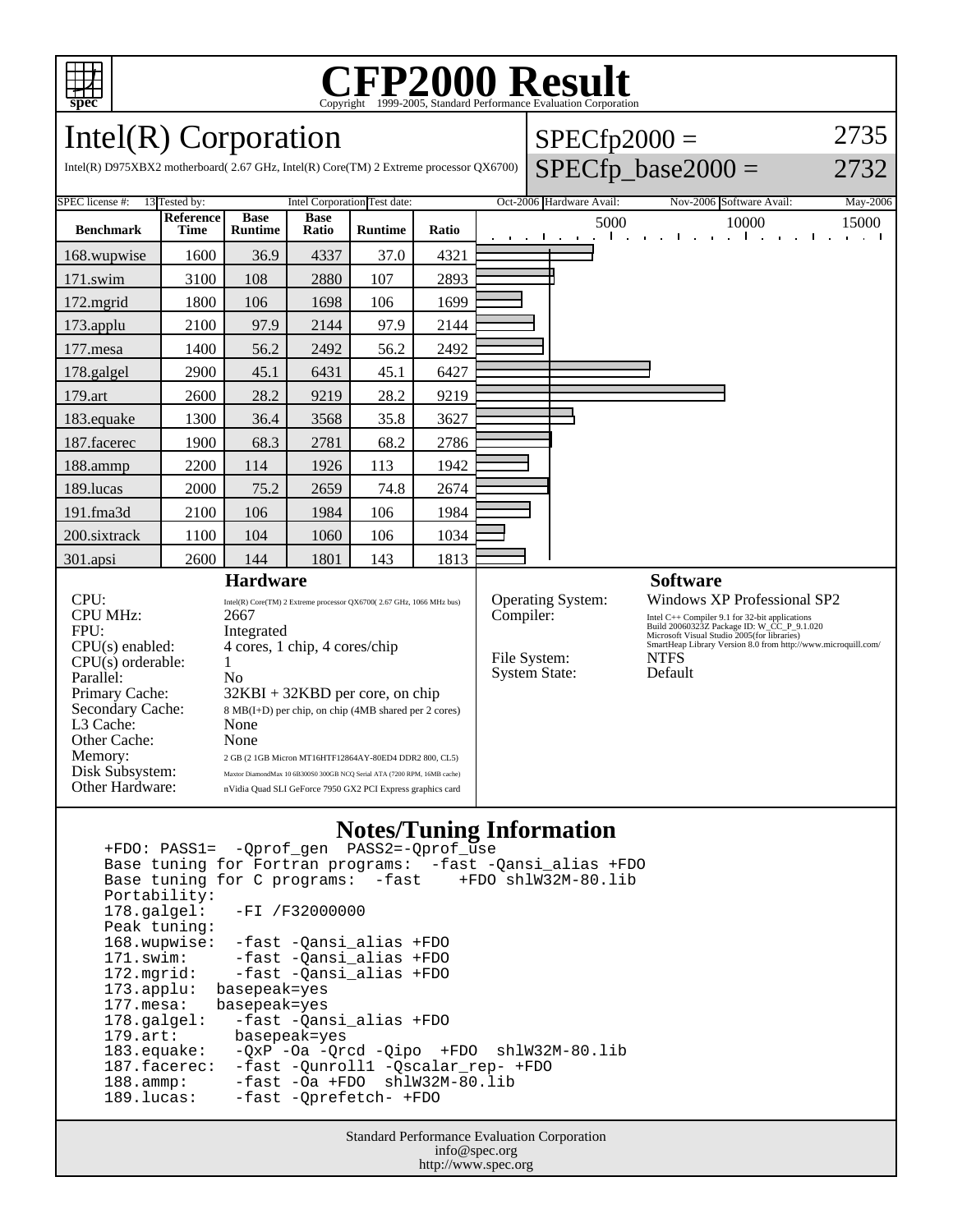# CFP2000 Result

Copyright 1999-2005, Standard Performance Evaluation Corporation

## Intel(R) Corporation

Intel(R) D975XBX2 motherboard( 2.67 GHz, Intel(R) Core(TM) 2 Extreme processor QX6700)

SPECfp2000 = 2735

SPECfp_base2000 = 2732

| SPEC license #: | 13 | Tested by: | Intel Corporation | Test date: | Oct-2006 | Hardware Avail: | Nov-2006 | Software Avail: | May-2006 |
|---|---|---|---|---|---|---|---|---|---|

| Benchmark | Reference Time | Base Runtime | Base Ratio | Runtime | Ratio |
|---|---|---|---|---|---|
| 168.wupwise | 1600 | 36.9 | 4337 | 37.0 | 4321 |
| 171.swim | 3100 | 108 | 2880 | 107 | 2893 |
| 172.mgrid | 1800 | 106 | 1698 | 106 | 1699 |
| 173.applu | 2100 | 97.9 | 2144 | 97.9 | 2144 |
| 177.mesa | 1400 | 56.2 | 2492 | 56.2 | 2492 |
| 178.galgel | 2900 | 45.1 | 6431 | 45.1 | 6427 |
| 179.art | 2600 | 28.2 | 9219 | 28.2 | 9219 |
| 183.equake | 1300 | 36.4 | 3568 | 35.8 | 3627 |
| 187.facerec | 1900 | 68.3 | 2781 | 68.2 | 2786 |
| 188.ammp | 2200 | 114 | 1926 | 113 | 1942 |
| 189.lucas | 2000 | 75.2 | 2659 | 74.8 | 2674 |
| 191.fma3d | 2100 | 106 | 1984 | 106 | 1984 |
| 200.sixtrack | 1100 | 104 | 1060 | 106 | 1034 |
| 301.apsi | 2600 | 144 | 1801 | 143 | 1813 |

### Hardware

| | |
|---|---|
| CPU: | Intel(R) Core(TM) 2 Extreme processor QX6700( 2.67 GHz, 1066 MHz bus) |
| CPU MHz: | 2667 |
| FPU: | Integrated |
| CPU(s) enabled: | 4 cores, 1 chip, 4 cores/chip |
| CPU(s) orderable: | 1 |
| Parallel: | No |
| Primary Cache: | 32KBI + 32KBD per core, on chip |
| Secondary Cache: | 8 MB(I+D) per chip, on chip (4MB shared per 2 cores) |
| L3 Cache: | None |
| Other Cache: | None |
| Memory: | 2 GB (2 1GB Micron MT16HTF12864AY-80ED4 DDR2 800, CL5) |
| Disk Subsystem: | Maxtor DiamondMax 10 6B300S0 300GB NCQ Serial ATA (7200 RPM, 16MB cache) |
| Other Hardware: | nVidia Quad SLI GeForce 7950 GX2 PCI Express graphics card |

### Software

| | |
|---|---|
| Operating System: | Windows XP Professional SP2 |
| Compiler: | Intel C++ Compiler 9.1 for 32-bit applications Build 20060323Z Package ID: W_CC_P_9.1.020 Microsoft Visual Studio 2005(for libraries) SmartHeap Library Version 8.0 from http://www.microquill.com/ |
| File System: | NTFS |
| System State: | Default |

### Notes/Tuning Information

```
+FDO: PASS1=  -Qprof_gen  PASS2=-Qprof_use
Base tuning for Fortran programs:  -fast -Qansi_alias +FDO
Base tuning for C programs:  -fast    +FDO shlW32M-80.lib
Portability:
178.galgel:   -FI /F32000000
Peak tuning:
168.wupwise:  -fast -Qansi_alias +FDO
171.swim:     -fast -Qansi_alias +FDO
172.mgrid:    -fast -Qansi_alias +FDO
173.applu:  basepeak=yes
177.mesa:   basepeak=yes
178.galgel:   -fast -Qansi_alias +FDO
179.art:      basepeak=yes
183.equake:   -QxP -Oa -Qrcd -Qipo  +FDO  shlW32M-80.lib
187.facerec:  -fast -Qunroll1 -Qscalar_rep- +FDO
188.ammp:     -fast -Oa +FDO  shlW32M-80.lib
189.lucas:    -fast -Qprefetch- +FDO
```

Standard Performance Evaluation Corporation
info@spec.org
http://www.spec.org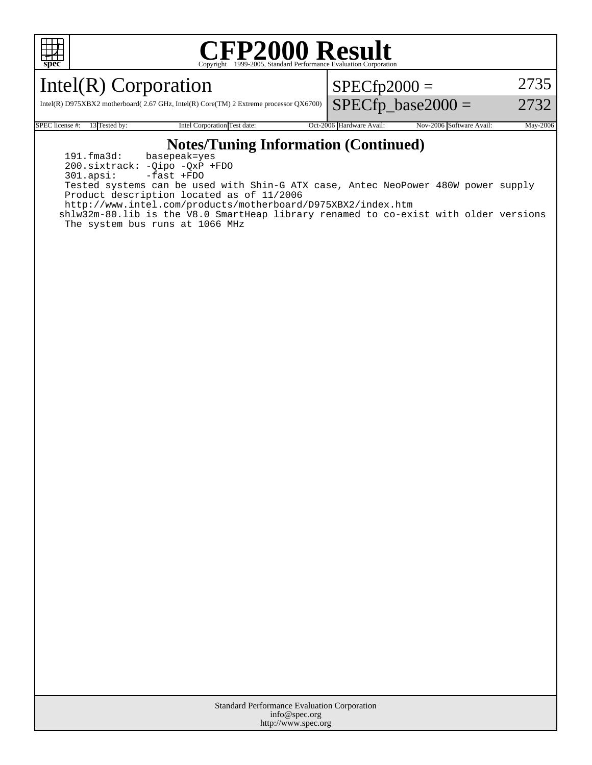# CFP2000 Result

Copyright 1999-2005, Standard Performance Evaluation Corporation

## Intel(R) Corporation

Intel(R) D975XBX2 motherboard( 2.67 GHz, Intel(R) Core(TM) 2 Extreme processor QX6700)

SPECfp2000 = 2735

SPECfp_base2000 = 2732

| SPEC license #: | 13 | Tested by: | Intel Corporation | Test date: | Oct-2006 | Hardware Avail: | Nov-2006 | Software Avail: | May-2006 |
|---|---|---|---|---|---|---|---|---|---|

### Notes/Tuning Information (Continued)

```
   191.fma3d:    basepeak=yes
   200.sixtrack: -Qipo -QxP +FDO
   301.apsi:     -fast +FDO
   Tested systems can be used with Shin-G ATX case, Antec NeoPower 480W power supply
   Product description located as of 11/2006
   http://www.intel.com/products/motherboard/D975XBX2/index.htm
  shlw32m-80.lib is the V8.0 SmartHeap library renamed to co-exist with older versions
   The system bus runs at 1066 MHz
```

Standard Performance Evaluation Corporation
info@spec.org
http://www.spec.org